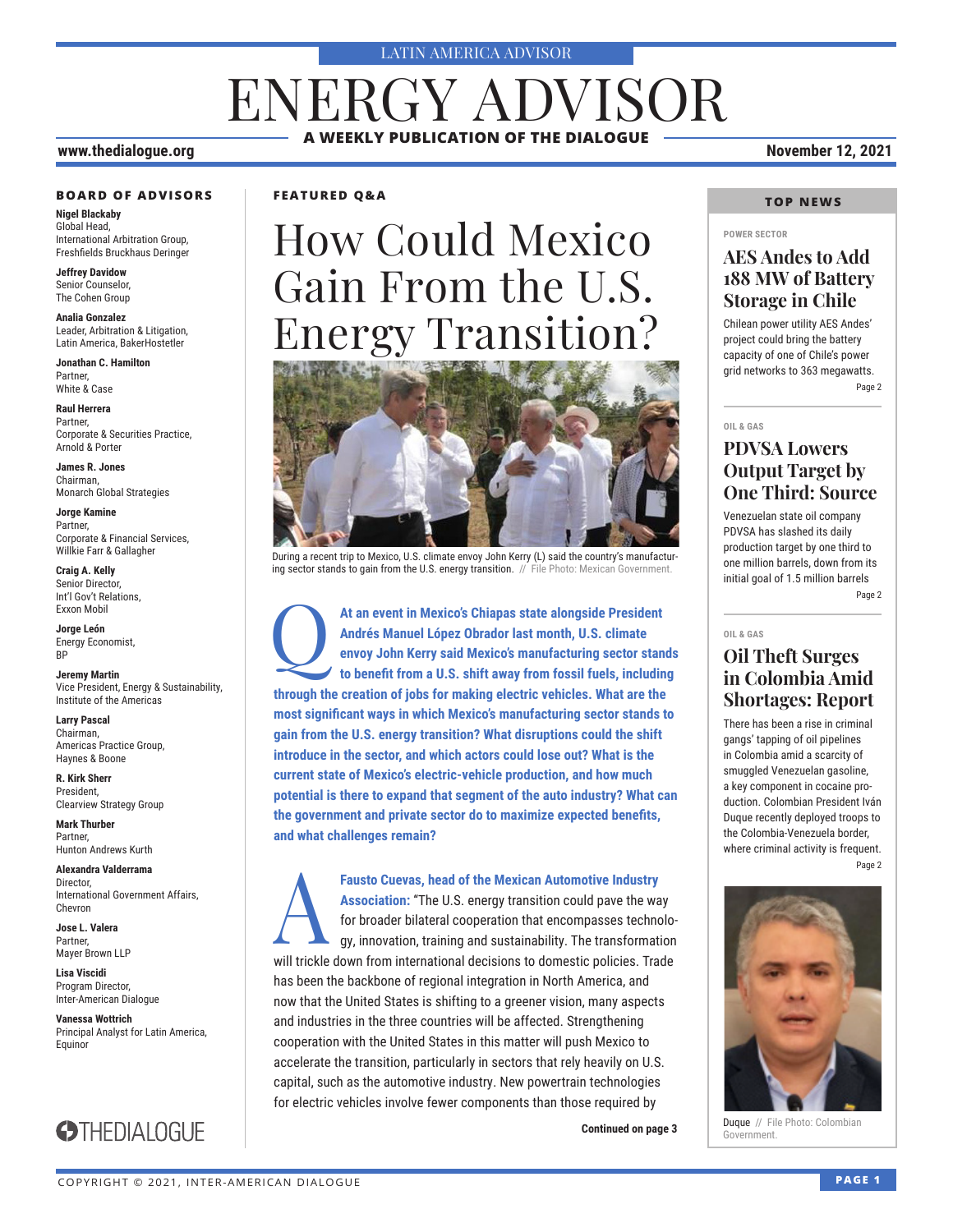LATIN AMERICA ADVISOR

# ENERGY ADVISOR

**A WEEKLY PUBLICATION OF THE DIALOGUE**

**www.thedialogue.org** **November 12, 2021**

### BOARD OF ADVISORS

**Nigel Blackaby**
Global Head,
International Arbitration Group,
Freshfields Bruckhaus Deringer

**Jeffrey Davidow**
Senior Counselor,
The Cohen Group

**Analia Gonzalez**
Leader, Arbitration & Litigation,
Latin America, BakerHostetler

**Jonathan C. Hamilton**
Partner,
White & Case

**Raul Herrera**
Partner,
Corporate & Securities Practice,
Arnold & Porter

**James R. Jones**
Chairman,
Monarch Global Strategies

**Jorge Kamine**
Partner,
Corporate & Financial Services,
Willkie Farr & Gallagher

**Craig A. Kelly**
Senior Director,
Int'l Gov't Relations,
Exxon Mobil

**Jorge León**
Energy Economist,
BP

**Jeremy Martin**
Vice President, Energy & Sustainability,
Institute of the Americas

**Larry Pascal**
Chairman,
Americas Practice Group,
Haynes & Boone

**R. Kirk Sherr**
President,
Clearview Strategy Group

**Mark Thurber**
Partner,
Hunton Andrews Kurth

**Alexandra Valderrama**
Director,
International Government Affairs,
Chevron

**Jose L. Valera**
Partner,
Mayer Brown LLP

**Lisa Viscidi**
Program Director,
Inter-American Dialogue

**Vanessa Wottrich**
Principal Analyst for Latin America,
Equinor

THEDIALOGUE

**FEATURED Q&A**

# How Could Mexico Gain From the U.S. Energy Transition?

During a recent trip to Mexico, U.S. climate envoy John Kerry (L) said the country's manufacturing sector stands to gain from the U.S. energy transition. // File Photo: Mexican Government.

**Q** **At an event in Mexico's Chiapas state alongside President Andrés Manuel López Obrador last month, U.S. climate envoy John Kerry said Mexico's manufacturing sector stands to benefit from a U.S. shift away from fossil fuels, including through the creation of jobs for making electric vehicles. What are the most significant ways in which Mexico's manufacturing sector stands to gain from the U.S. energy transition? What disruptions could the shift introduce in the sector, and which actors could lose out? What is the current state of Mexico's electric-vehicle production, and how much potential is there to expand that segment of the auto industry? What can the government and private sector do to maximize expected benefits, and what challenges remain?**

**A** **Fausto Cuevas, head of the Mexican Automotive Industry Association:** "The U.S. energy transition could pave the way for broader bilateral cooperation that encompasses technology, innovation, training and sustainability. The transformation will trickle down from international decisions to domestic policies. Trade has been the backbone of regional integration in North America, and now that the United States is shifting to a greener vision, many aspects and industries in the three countries will be affected. Strengthening cooperation with the United States in this matter will push Mexico to accelerate the transition, particularly in sectors that rely heavily on U.S. capital, such as the automotive industry. New powertrain technologies for electric vehicles involve fewer components than those required by

**Continued on page 3**

### TOP NEWS

**POWER SECTOR**

## AES Andes to Add 188 MW of Battery Storage in Chile

Chilean power utility AES Andes' project could bring the battery capacity of one of Chile's power grid networks to 363 megawatts.

Page 2

**OIL & GAS**

## PDVSA Lowers Output Target by One Third: Source

Venezuelan state oil company PDVSA has slashed its daily production target by one third to one million barrels, down from its initial goal of 1.5 million barrels

Page 2

**OIL & GAS**

## Oil Theft Surges in Colombia Amid Shortages: Report

There has been a rise in criminal gangs' tapping of oil pipelines in Colombia amid a scarcity of smuggled Venezuelan gasoline, a key component in cocaine production. Colombian President Iván Duque recently deployed troops to the Colombia-Venezuela border, where criminal activity is frequent.

Page 2

Duque // File Photo: Colombian Government.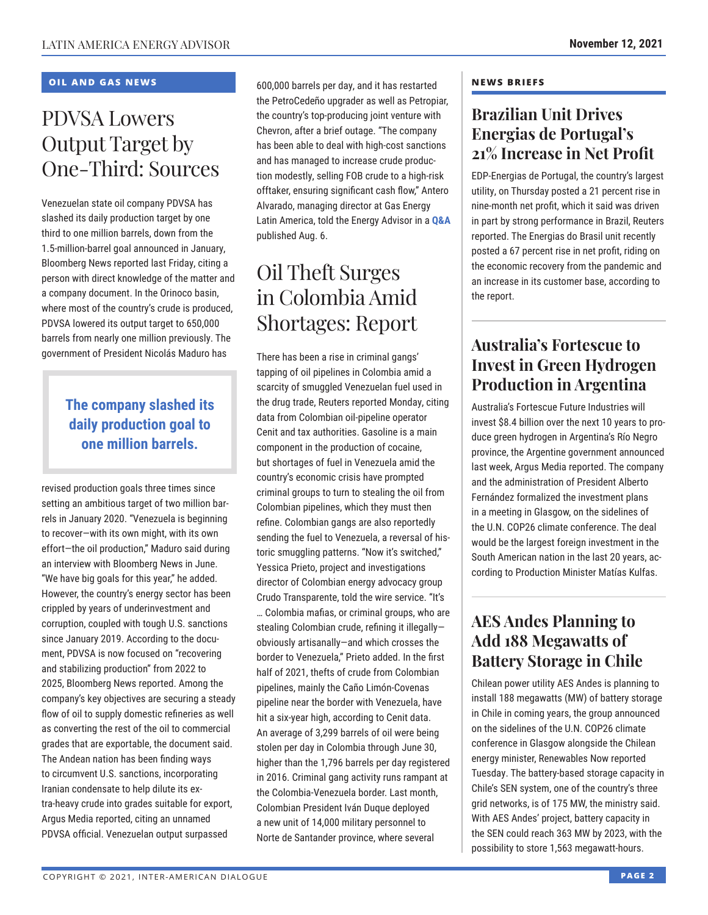## OIL AND GAS NEWS

# PDVSA Lowers Output Target by One-Third: Sources

Venezuelan state oil company PDVSA has slashed its daily production target by one third to one million barrels, down from the 1.5-million-barrel goal announced in January, Bloomberg News reported last Friday, citing a person with direct knowledge of the matter and a company document. In the Orinoco basin, where most of the country's crude is produced, PDVSA lowered its output target to 650,000 barrels from nearly one million previously. The government of President Nicolás Maduro has revised production goals three times since setting an ambitious target of two million barrels in January 2020. "Venezuela is beginning to recover—with its own might, with its own effort—the oil production," Maduro said during an interview with Bloomberg News in June. "We have big goals for this year," he added. However, the country's energy sector has been crippled by years of underinvestment and corruption, coupled with tough U.S. sanctions since January 2019. According to the document, PDVSA is now focused on "recovering and stabilizing production" from 2022 to 2025, Bloomberg News reported. Among the company's key objectives are securing a steady flow of oil to supply domestic refineries as well as converting the rest of the oil to commercial grades that are exportable, the document said. The Andean nation has been finding ways to circumvent U.S. sanctions, incorporating Iranian condensate to help dilute its extra-heavy crude into grades suitable for export, Argus Media reported, citing an unnamed PDVSA official. Venezuelan output surpassed 600,000 barrels per day, and it has restarted the PetroCedeño upgrader as well as Petropiar, the country's top-producing joint venture with Chevron, after a brief outage. "The company has been able to deal with high-cost sanctions and has managed to increase crude production modestly, selling FOB crude to a high-risk offtaker, ensuring significant cash flow," Antero Alvarado, managing director at Gas Energy Latin America, told the Energy Advisor in a **Q&A** published Aug. 6.

> **The company slashed its daily production goal to one million barrels.**

# Oil Theft Surges in Colombia Amid Shortages: Report

There has been a rise in criminal gangs' tapping of oil pipelines in Colombia amid a scarcity of smuggled Venezuelan fuel used in the drug trade, Reuters reported Monday, citing data from Colombian oil-pipeline operator Cenit and tax authorities. Gasoline is a main component in the production of cocaine, but shortages of fuel in Venezuela amid the country's economic crisis have prompted criminal groups to turn to stealing the oil from Colombian pipelines, which they must then refine. Colombian gangs are also reportedly sending the fuel to Venezuela, a reversal of historic smuggling patterns. "Now it's switched," Yessica Prieto, project and investigations director of Colombian energy advocacy group Crudo Transparente, told the wire service. "It's … Colombia mafias, or criminal groups, who are stealing Colombian crude, refining it illegally—obviously artisanally—and which crosses the border to Venezuela," Prieto added. In the first half of 2021, thefts of crude from Colombian pipelines, mainly the Caño Limón-Covenas pipeline near the border with Venezuela, have hit a six-year high, according to Cenit data. An average of 3,299 barrels of oil were being stolen per day in Colombia through June 30, higher than the 1,796 barrels per day registered in 2016. Criminal gang activity runs rampant at the Colombia-Venezuela border. Last month, Colombian President Iván Duque deployed a new unit of 14,000 military personnel to Norte de Santander province, where several

## NEWS BRIEFS

### Brazilian Unit Drives Energias de Portugal's 21% Increase in Net Profit

EDP-Energias de Portugal, the country's largest utility, on Thursday posted a 21 percent rise in nine-month net profit, which it said was driven in part by strong performance in Brazil, Reuters reported. The Energias do Brasil unit recently posted a 67 percent rise in net profit, riding on the economic recovery from the pandemic and an increase in its customer base, according to the report.

### Australia's Fortescue to Invest in Green Hydrogen Production in Argentina

Australia's Fortescue Future Industries will invest $8.4 billion over the next 10 years to produce green hydrogen in Argentina's Río Negro province, the Argentine government announced last week, Argus Media reported. The company and the administration of President Alberto Fernández formalized the investment plans in a meeting in Glasgow, on the sidelines of the U.N. COP26 climate conference. The deal would be the largest foreign investment in the South American nation in the last 20 years, according to Production Minister Matías Kulfas.

### AES Andes Planning to Add 188 Megawatts of Battery Storage in Chile

Chilean power utility AES Andes is planning to install 188 megawatts (MW) of battery storage in Chile in coming years, the group announced on the sidelines of the U.N. COP26 climate conference in Glasgow alongside the Chilean energy minister, Renewables Now reported Tuesday. The battery-based storage capacity in Chile's SEN system, one of the country's three grid networks, is of 175 MW, the ministry said. With AES Andes' project, battery capacity in the SEN could reach 363 MW by 2023, with the possibility to store 1,563 megawatt-hours.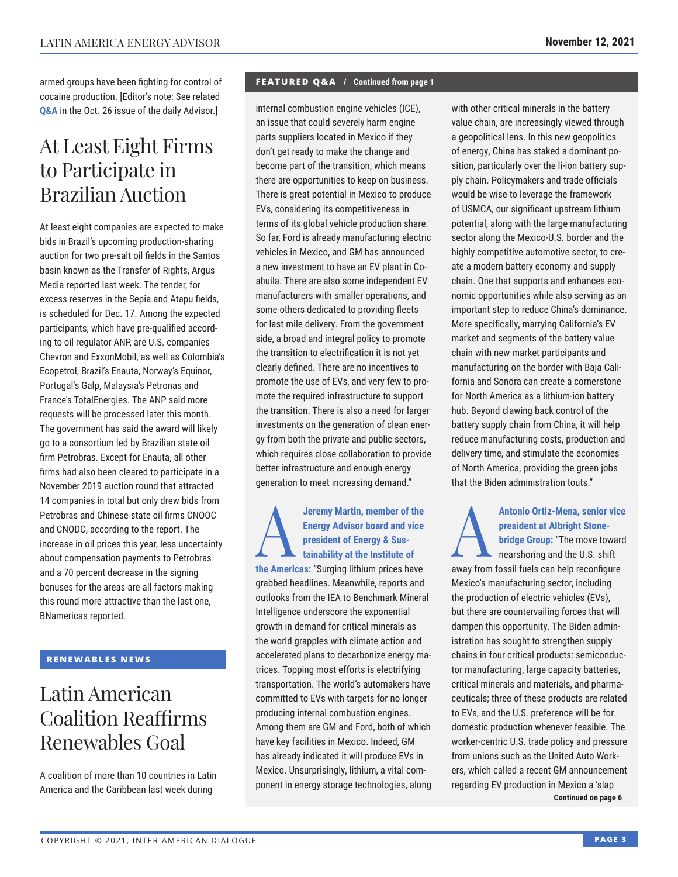armed groups have been fighting for control of cocaine production. [Editor's note: See related **Q&A** in the Oct. 26 issue of the daily Advisor.]

# At Least Eight Firms to Participate in Brazilian Auction

At least eight companies are expected to make bids in Brazil's upcoming production-sharing auction for two pre-salt oil fields in the Santos basin known as the Transfer of Rights, Argus Media reported last week. The tender, for excess reserves in the Sepia and Atapu fields, is scheduled for Dec. 17. Among the expected participants, which have pre-qualified according to oil regulator ANP, are U.S. companies Chevron and ExxonMobil, as well as Colombia's Ecopetrol, Brazil's Enauta, Norway's Equinor, Portugal's Galp, Malaysia's Petronas and France's TotalEnergies. The ANP said more requests will be processed later this month. The government has said the award will likely go to a consortium led by Brazilian state oil firm Petrobras. Except for Enauta, all other firms had also been cleared to participate in a November 2019 auction round that attracted 14 companies in total but only drew bids from Petrobras and Chinese state oil firms CNOOC and CNODC, according to the report. The increase in oil prices this year, less uncertainty about compensation payments to Petrobras and a 70 percent decrease in the signing bonuses for the areas are all factors making this round more attractive than the last one, BNamericas reported.

## RENEWABLES NEWS

# Latin American Coalition Reaffirms Renewables Goal

A coalition of more than 10 countries in Latin America and the Caribbean last week during

## FEATURED Q&A / Continued from page 1

internal combustion engine vehicles (ICE), an issue that could severely harm engine parts suppliers located in Mexico if they don't get ready to make the change and become part of the transition, which means there are opportunities to keep on business. There is great potential in Mexico to produce EVs, considering its competitiveness in terms of its global vehicle production share. So far, Ford is already manufacturing electric vehicles in Mexico, and GM has announced a new investment to have an EV plant in Coahuila. There are also some independent EV manufacturers with smaller operations, and some others dedicated to providing fleets for last mile delivery. From the government side, a broad and integral policy to promote the transition to electrification it is not yet clearly defined. There are no incentives to promote the use of EVs, and very few to promote the required infrastructure to support the transition. There is also a need for larger investments on the generation of clean energy from both the private and public sectors, which requires close collaboration to provide better infrastructure and enough energy generation to meet increasing demand."

**A** **Jeremy Martin, member of the Energy Advisor board and vice president of Energy & Sustainability at the Institute of the Americas:** "Surging lithium prices have grabbed headlines. Meanwhile, reports and outlooks from the IEA to Benchmark Mineral Intelligence underscore the exponential growth in demand for critical minerals as the world grapples with climate action and accelerated plans to decarbonize energy matrices. Topping most efforts is electrifying transportation. The world's automakers have committed to EVs with targets for no longer producing internal combustion engines. Among them are GM and Ford, both of which have key facilities in Mexico. Indeed, GM has already indicated it will produce EVs in Mexico. Unsurprisingly, lithium, a vital component in energy storage technologies, along with other critical minerals in the battery value chain, are increasingly viewed through a geopolitical lens. In this new geopolitics of energy, China has staked a dominant position, particularly over the li-ion battery supply chain. Policymakers and trade officials would be wise to leverage the framework of USMCA, our significant upstream lithium potential, along with the large manufacturing sector along the Mexico-U.S. border and the highly competitive automotive sector, to create a modern battery economy and supply chain. One that supports and enhances economic opportunities while also serving as an important step to reduce China's dominance. More specifically, marrying California's EV market and segments of the battery value chain with new market participants and manufacturing on the border with Baja California and Sonora can create a cornerstone for North America as a lithium-ion battery hub. Beyond clawing back control of the battery supply chain from China, it will help reduce manufacturing costs, production and delivery time, and stimulate the economies of North America, providing the green jobs that the Biden administration touts."

**A** **Antonio Ortiz-Mena, senior vice president at Albright Stonebridge Group:** "The move toward nearshoring and the U.S. shift away from fossil fuels can help reconfigure Mexico's manufacturing sector, including the production of electric vehicles (EVs), but there are countervailing forces that will dampen this opportunity. The Biden administration has sought to strengthen supply chains in four critical products: semiconductor manufacturing, large capacity batteries, critical minerals and materials, and pharmaceuticals; three of these products are related to EVs, and the U.S. preference will be for domestic production whenever feasible. The worker-centric U.S. trade policy and pressure from unions such as the United Auto Workers, which called a recent GM announcement regarding EV production in Mexico a 'slap

**Continued on page 6**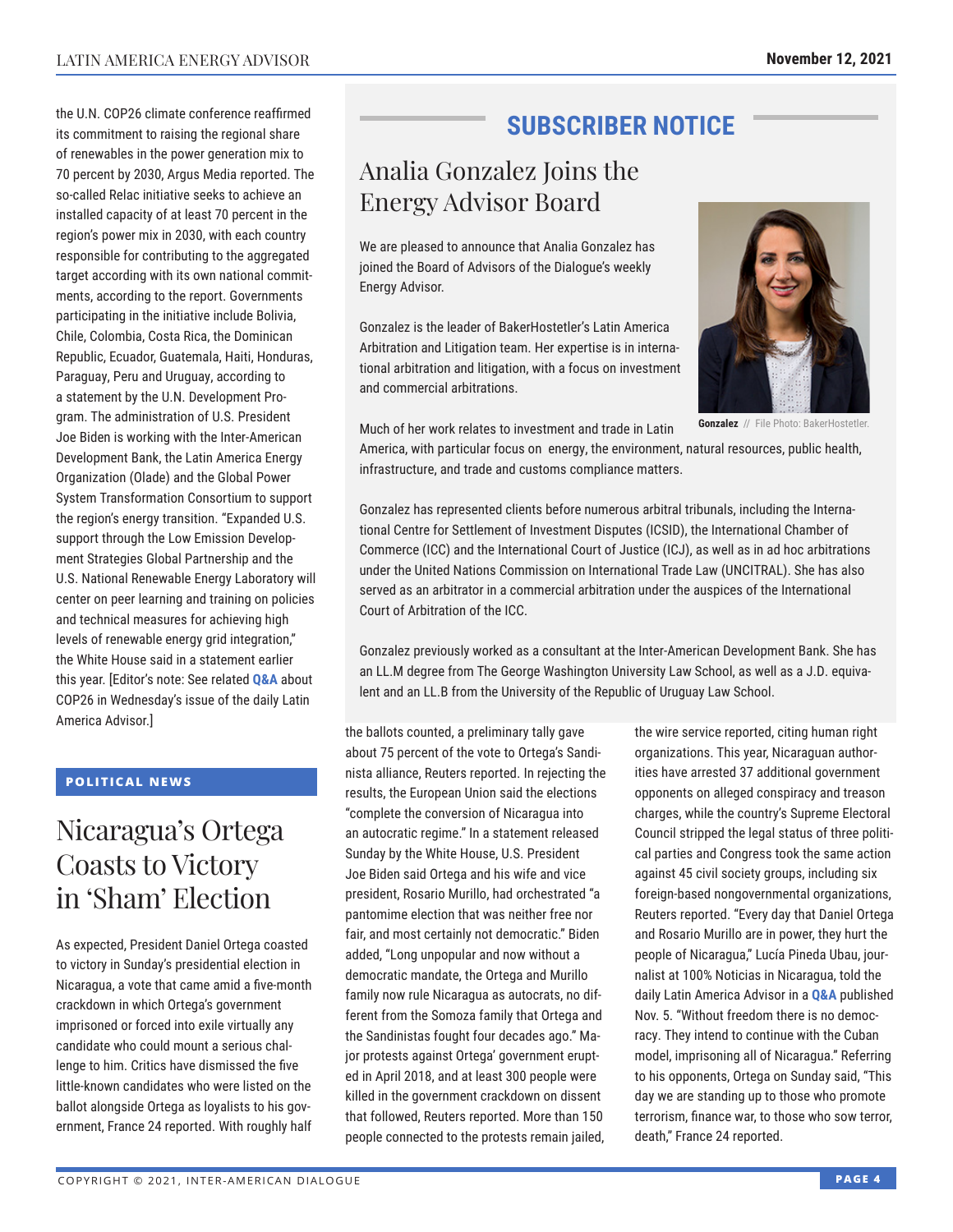the U.N. COP26 climate conference reaffirmed its commitment to raising the regional share of renewables in the power generation mix to 70 percent by 2030, Argus Media reported. The so-called Relac initiative seeks to achieve an installed capacity of at least 70 percent in the region's power mix in 2030, with each country responsible for contributing to the aggregated target according with its own national commitments, according to the report. Governments participating in the initiative include Bolivia, Chile, Colombia, Costa Rica, the Dominican Republic, Ecuador, Guatemala, Haiti, Honduras, Paraguay, Peru and Uruguay, according to a statement by the U.N. Development Program. The administration of U.S. President Joe Biden is working with the Inter-American Development Bank, the Latin America Energy Organization (Olade) and the Global Power System Transformation Consortium to support the region's energy transition. "Expanded U.S. support through the Low Emission Development Strategies Global Partnership and the U.S. National Renewable Energy Laboratory will center on peer learning and training on policies and technical measures for achieving high levels of renewable energy grid integration," the White House said in a statement earlier this year. [Editor's note: See related **Q&A** about COP26 in Wednesday's issue of the daily Latin America Advisor.]

## SUBSCRIBER NOTICE

### Analia Gonzalez Joins the Energy Advisor Board

We are pleased to announce that Analia Gonzalez has joined the Board of Advisors of the Dialogue's weekly Energy Advisor.

Gonzalez is the leader of BakerHostetler's Latin America Arbitration and Litigation team. Her expertise is in international arbitration and litigation, with a focus on investment and commercial arbitrations.

**Gonzalez** // File Photo: BakerHostetler.

Much of her work relates to investment and trade in Latin America, with particular focus on energy, the environment, natural resources, public health, infrastructure, and trade and customs compliance matters.

Gonzalez has represented clients before numerous arbitral tribunals, including the International Centre for Settlement of Investment Disputes (ICSID), the International Chamber of Commerce (ICC) and the International Court of Justice (ICJ), as well as in ad hoc arbitrations under the United Nations Commission on International Trade Law (UNCITRAL). She has also served as an arbitrator in a commercial arbitration under the auspices of the International Court of Arbitration of the ICC.

Gonzalez previously worked as a consultant at the Inter-American Development Bank. She has an LL.M degree from The George Washington University Law School, as well as a J.D. equivalent and an LL.B from the University of the Republic of Uruguay Law School.

## POLITICAL NEWS

### Nicaragua's Ortega Coasts to Victory in 'Sham' Election

As expected, President Daniel Ortega coasted to victory in Sunday's presidential election in Nicaragua, a vote that came amid a five-month crackdown in which Ortega's government imprisoned or forced into exile virtually any candidate who could mount a serious challenge to him. Critics have dismissed the five little-known candidates who were listed on the ballot alongside Ortega as loyalists to his government, France 24 reported. With roughly half the ballots counted, a preliminary tally gave about 75 percent of the vote to Ortega's Sandinista alliance, Reuters reported. In rejecting the results, the European Union said the elections "complete the conversion of Nicaragua into an autocratic regime." In a statement released Sunday by the White House, U.S. President Joe Biden said Ortega and his wife and vice president, Rosario Murillo, had orchestrated "a pantomime election that was neither free nor fair, and most certainly not democratic." Biden added, "Long unpopular and now without a democratic mandate, the Ortega and Murillo family now rule Nicaragua as autocrats, no different from the Somoza family that Ortega and the Sandinistas fought four decades ago." Major protests against Ortega' government erupted in April 2018, and at least 300 people were killed in the government crackdown on dissent that followed, Reuters reported. More than 150 people connected to the protests remain jailed, the wire service reported, citing human right organizations. This year, Nicaraguan authorities have arrested 37 additional government opponents on alleged conspiracy and treason charges, while the country's Supreme Electoral Council stripped the legal status of three political parties and Congress took the same action against 45 civil society groups, including six foreign-based nongovernmental organizations, Reuters reported. "Every day that Daniel Ortega and Rosario Murillo are in power, they hurt the people of Nicaragua," Lucía Pineda Ubau, journalist at 100% Noticias in Nicaragua, told the daily Latin America Advisor in a **Q&A** published Nov. 5. "Without freedom there is no democracy. They intend to continue with the Cuban model, imprisoning all of Nicaragua." Referring to his opponents, Ortega on Sunday said, "This day we are standing up to those who promote terrorism, finance war, to those who sow terror, death," France 24 reported.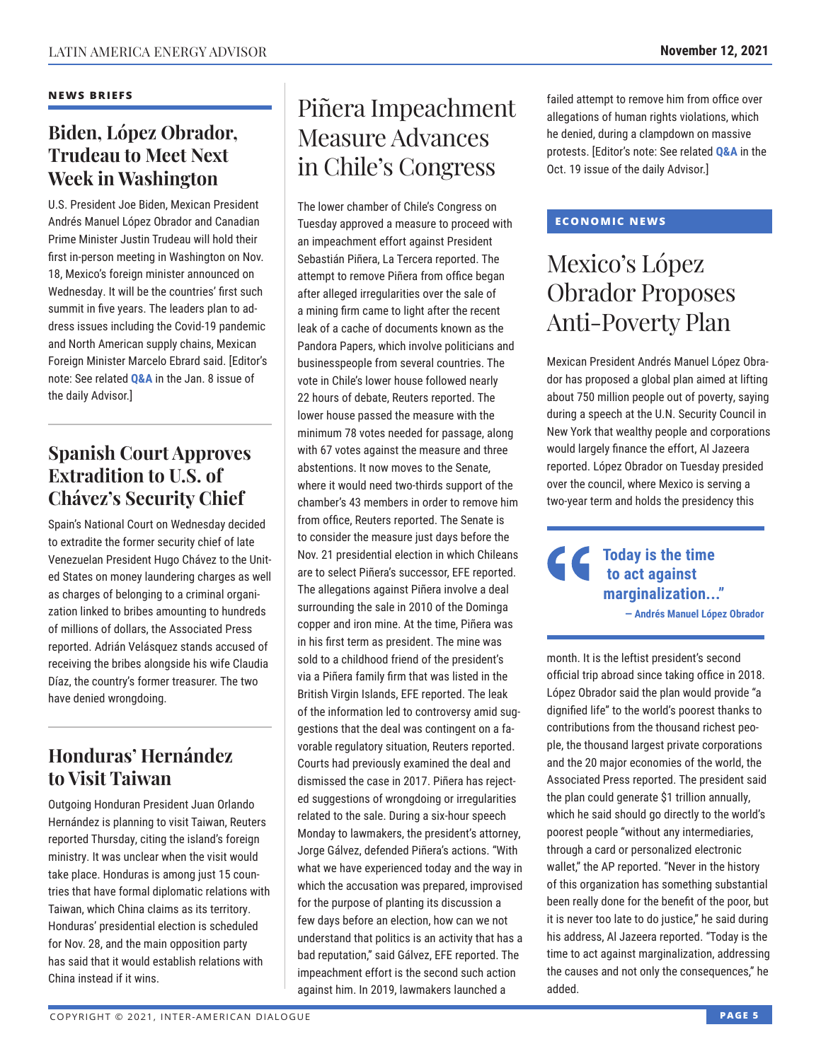## NEWS BRIEFS

### Biden, López Obrador, Trudeau to Meet Next Week in Washington

U.S. President Joe Biden, Mexican President Andrés Manuel López Obrador and Canadian Prime Minister Justin Trudeau will hold their first in-person meeting in Washington on Nov. 18, Mexico's foreign minister announced on Wednesday. It will be the countries' first such summit in five years. The leaders plan to address issues including the Covid-19 pandemic and North American supply chains, Mexican Foreign Minister Marcelo Ebrard said. [Editor's note: See related **Q&A** in the Jan. 8 issue of the daily Advisor.]

### Spanish Court Approves Extradition to U.S. of Chávez's Security Chief

Spain's National Court on Wednesday decided to extradite the former security chief of late Venezuelan President Hugo Chávez to the United States on money laundering charges as well as charges of belonging to a criminal organization linked to bribes amounting to hundreds of millions of dollars, the Associated Press reported. Adrián Velásquez stands accused of receiving the bribes alongside his wife Claudia Díaz, the country's former treasurer. The two have denied wrongdoing.

### Honduras' Hernández to Visit Taiwan

Outgoing Honduran President Juan Orlando Hernández is planning to visit Taiwan, Reuters reported Thursday, citing the island's foreign ministry. It was unclear when the visit would take place. Honduras is among just 15 countries that have formal diplomatic relations with Taiwan, which China claims as its territory. Honduras' presidential election is scheduled for Nov. 28, and the main opposition party has said that it would establish relations with China instead if it wins.

# Piñera Impeachment Measure Advances in Chile's Congress

The lower chamber of Chile's Congress on Tuesday approved a measure to proceed with an impeachment effort against President Sebastián Piñera, La Tercera reported. The attempt to remove Piñera from office began after alleged irregularities over the sale of a mining firm came to light after the recent leak of a cache of documents known as the Pandora Papers, which involve politicians and businesspeople from several countries. The vote in Chile's lower house followed nearly 22 hours of debate, Reuters reported. The lower house passed the measure with the minimum 78 votes needed for passage, along with 67 votes against the measure and three abstentions. It now moves to the Senate, where it would need two-thirds support of the chamber's 43 members in order to remove him from office, Reuters reported. The Senate is to consider the measure just days before the Nov. 21 presidential election in which Chileans are to select Piñera's successor, EFE reported. The allegations against Piñera involve a deal surrounding the sale in 2010 of the Dominga copper and iron mine. At the time, Piñera was in his first term as president. The mine was sold to a childhood friend of the president's via a Piñera family firm that was listed in the British Virgin Islands, EFE reported. The leak of the information led to controversy amid suggestions that the deal was contingent on a favorable regulatory situation, Reuters reported. Courts had previously examined the deal and dismissed the case in 2017. Piñera has rejected suggestions of wrongdoing or irregularities related to the sale. During a six-hour speech Monday to lawmakers, the president's attorney, Jorge Gálvez, defended Piñera's actions. "With what we have experienced today and the way in which the accusation was prepared, improvised for the purpose of planting its discussion a few days before an election, how can we not understand that politics is an activity that has a bad reputation," said Gálvez, EFE reported. The impeachment effort is the second such action against him. In 2019, lawmakers launched a failed attempt to remove him from office over allegations of human rights violations, which he denied, during a clampdown on massive protests. [Editor's note: See related **Q&A** in the Oct. 19 issue of the daily Advisor.]

## ECONOMIC NEWS

# Mexico's López Obrador Proposes Anti-Poverty Plan

Mexican President Andrés Manuel López Obrador has proposed a global plan aimed at lifting about 750 million people out of poverty, saying during a speech at the U.N. Security Council in New York that wealthy people and corporations would largely finance the effort, Al Jazeera reported. López Obrador on Tuesday presided over the council, where Mexico is serving a two-year term and holds the presidency this month. It is the leftist president's second official trip abroad since taking office in 2018. López Obrador said the plan would provide "a dignified life" to the world's poorest thanks to contributions from the thousand richest people, the thousand largest private corporations and the 20 major economies of the world, the Associated Press reported. The president said the plan could generate $1 trillion annually, which he said should go directly to the world's poorest people "without any intermediaries, through a card or personalized electronic wallet," the AP reported. "Never in the history of this organization has something substantial been really done for the benefit of the poor, but it is never too late to do justice," he said during his address, Al Jazeera reported. "Today is the time to act against marginalization, addressing the causes and not only the consequences," he added.

> **"Today is the time to act against marginalization..."**
> — Andrés Manuel López Obrador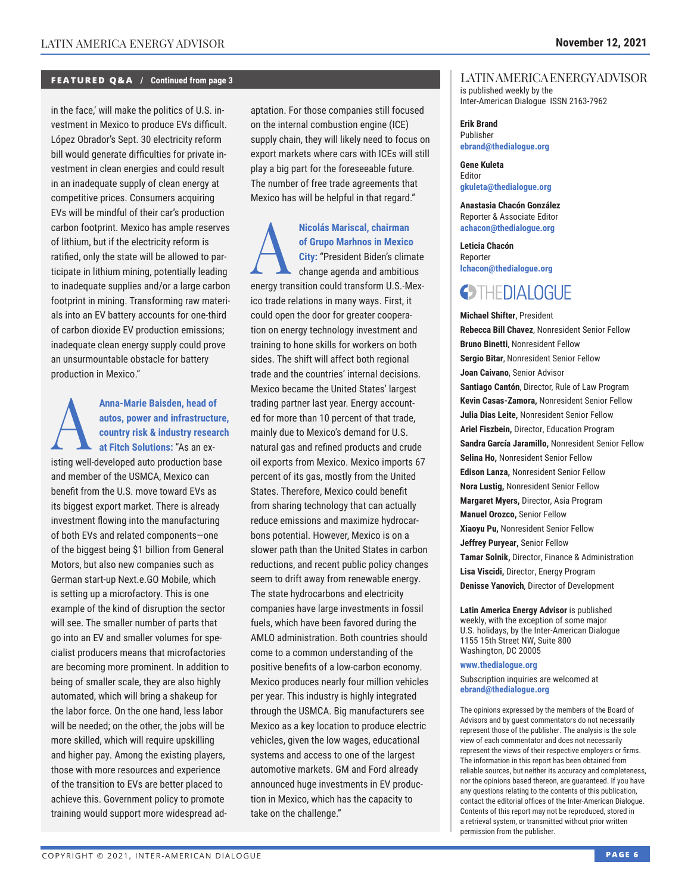**FEATURED Q&A / Continued from page 3**

in the face,' will make the politics of U.S. investment in Mexico to produce EVs difficult. López Obrador's Sept. 30 electricity reform bill would generate difficulties for private investment in clean energies and could result in an inadequate supply of clean energy at competitive prices. Consumers acquiring EVs will be mindful of their car's production carbon footprint. Mexico has ample reserves of lithium, but if the electricity reform is ratified, only the state will be allowed to participate in lithium mining, potentially leading to inadequate supplies and/or a large carbon footprint in mining. Transforming raw materials into an EV battery accounts for one-third of carbon dioxide EV production emissions; inadequate clean energy supply could prove an unsurmountable obstacle for battery production in Mexico."

**A** **Anna-Marie Baisden, head of autos, power and infrastructure, country risk & industry research at Fitch Solutions:** "As an existing well-developed auto production base and member of the USMCA, Mexico can benefit from the U.S. move toward EVs as its biggest export market. There is already investment flowing into the manufacturing of both EVs and related components—one of the biggest being $1 billion from General Motors, but also new companies such as German start-up Next.e.GO Mobile, which is setting up a microfactory. This is one example of the kind of disruption the sector will see. The smaller number of parts that go into an EV and smaller volumes for specialist producers means that microfactories are becoming more prominent. In addition to being of smaller scale, they are also highly automated, which will bring a shakeup for the labor force. On the one hand, less labor will be needed; on the other, the jobs will be more skilled, which will require upskilling and higher pay. Among the existing players, those with more resources and experience of the transition to EVs are better placed to achieve this. Government policy to promote training would support more widespread adaptation. For those companies still focused on the internal combustion engine (ICE) supply chain, they will likely need to focus on export markets where cars with ICEs will still play a big part for the foreseeable future. The number of free trade agreements that Mexico has will be helpful in that regard."

**A** **Nicolás Mariscal, chairman of Grupo Marhnos in Mexico City:** "President Biden's climate change agenda and ambitious energy transition could transform U.S.-Mexico trade relations in many ways. First, it could open the door for greater cooperation on energy technology investment and training to hone skills for workers on both sides. The shift will affect both regional trade and the countries' internal decisions. Mexico became the United States' largest trading partner last year. Energy accounted for more than 10 percent of that trade, mainly due to Mexico's demand for U.S. natural gas and refined products and crude oil exports from Mexico. Mexico imports 67 percent of its gas, mostly from the United States. Therefore, Mexico could benefit from sharing technology that can actually reduce emissions and maximize hydrocarbons potential. However, Mexico is on a slower path than the United States in carbon reductions, and recent public policy changes seem to drift away from renewable energy. The state hydrocarbons and electricity companies have large investments in fossil fuels, which have been favored during the AMLO administration. Both countries should come to a common understanding of the positive benefits of a low-carbon economy. Mexico produces nearly four million vehicles per year. This industry is highly integrated through the USMCA. Big manufacturers see Mexico as a key location to produce electric vehicles, given the low wages, educational systems and access to one of the largest automotive markets. GM and Ford already announced huge investments in EV production in Mexico, which has the capacity to take on the challenge."

---

**LATIN AMERICA ENERGY ADVISOR**
is published weekly by the Inter-American Dialogue ISSN 2163-7962

**Erik Brand**
Publisher
**ebrand@thedialogue.org**

**Gene Kuleta**
Editor
**gkuleta@thedialogue.org**

**Anastasia Chacón González**
Reporter & Associate Editor
**achacon@thedialogue.org**

**Leticia Chacón**
Reporter
**lchacon@thedialogue.org**

**THEDIALOGUE**

**Michael Shifter**, President
**Rebecca Bill Chavez**, Nonresident Senior Fellow
**Bruno Binetti**, Nonresident Fellow
**Sergio Bitar**, Nonresident Senior Fellow
**Joan Caivano**, Senior Advisor
**Santiago Cantón**, Director, Rule of Law Program
**Kevin Casas-Zamora,** Nonresident Senior Fellow
**Julia Dias Leite,** Nonresident Senior Fellow
**Ariel Fiszbein,** Director, Education Program
**Sandra García Jaramillo,** Nonresident Senior Fellow
**Selina Ho,** Nonresident Senior Fellow
**Edison Lanza,** Nonresident Senior Fellow
**Nora Lustig,** Nonresident Senior Fellow
**Margaret Myers,** Director, Asia Program
**Manuel Orozco,** Senior Fellow
**Xiaoyu Pu,** Nonresident Senior Fellow
**Jeffrey Puryear,** Senior Fellow
**Tamar Solnik,** Director, Finance & Administration
**Lisa Viscidi,** Director, Energy Program
**Denisse Yanovich**, Director of Development

**Latin America Energy Advisor** is published weekly, with the exception of some major U.S. holidays, by the Inter-American Dialogue
1155 15th Street NW, Suite 800
Washington, DC 20005

**www.thedialogue.org**

Subscription inquiries are welcomed at **ebrand@thedialogue.org**

The opinions expressed by the members of the Board of Advisors and by guest commentators do not necessarily represent those of the publisher. The analysis is the sole view of each commentator and does not necessarily represent the views of their respective employers or firms. The information in this report has been obtained from reliable sources, but neither its accuracy and completeness, nor the opinions based thereon, are guaranteed. If you have any questions relating to the contents of this publication, contact the editorial offices of the Inter-American Dialogue. Contents of this report may not be reproduced, stored in a retrieval system, or transmitted without prior written permission from the publisher.